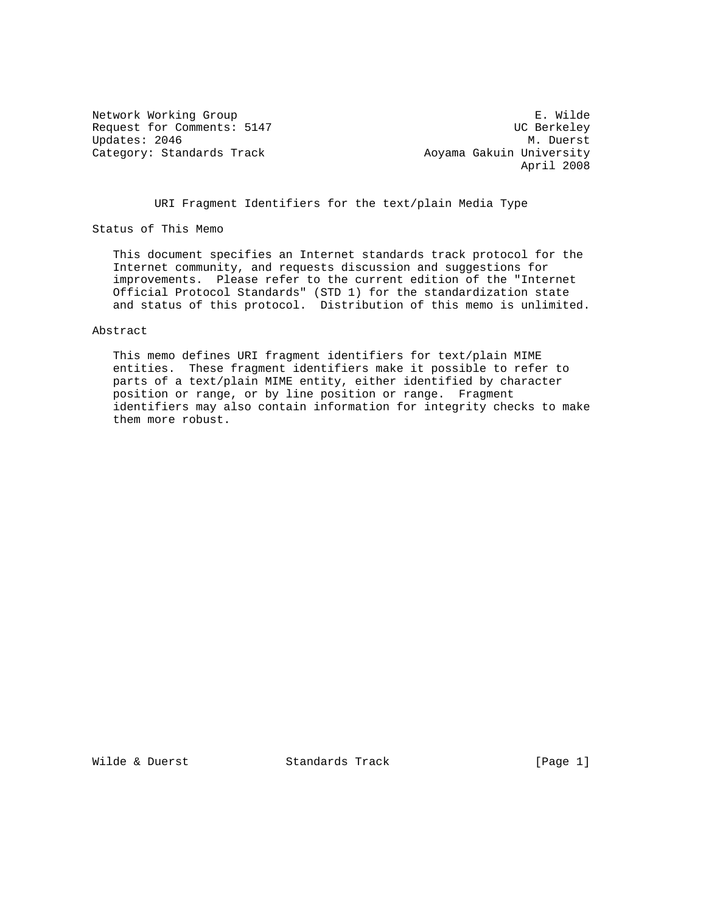Network Working Group E. Wilde
Request for Comments: 5147 UC Berkeley
Updates: 2046 M. Duerst
Category: Standards Track Aoyama Gakuin University
April 2008

# URI Fragment Identifiers for the text/plain Media Type

## Status of This Memo

This document specifies an Internet standards track protocol for the Internet community, and requests discussion and suggestions for improvements. Please refer to the current edition of the "Internet Official Protocol Standards" (STD 1) for the standardization state and status of this protocol. Distribution of this memo is unlimited.

## Abstract

This memo defines URI fragment identifiers for text/plain MIME entities. These fragment identifiers make it possible to refer to parts of a text/plain MIME entity, either identified by character position or range, or by line position or range. Fragment identifiers may also contain information for integrity checks to make them more robust.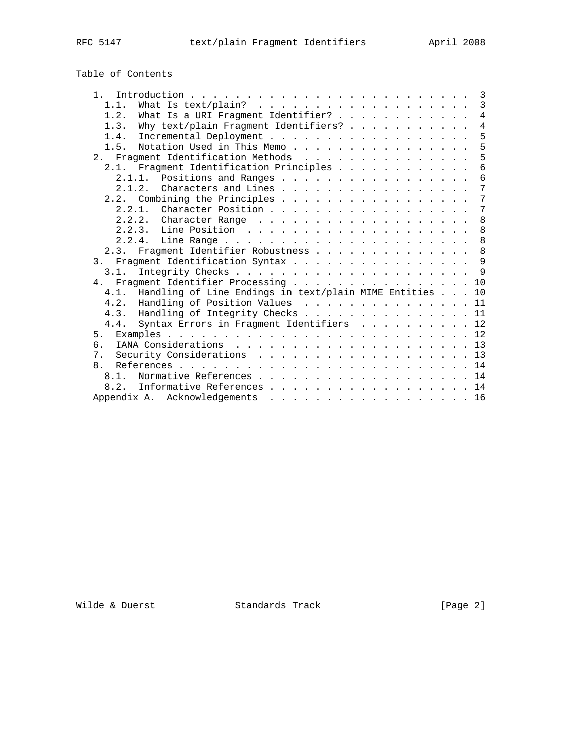## Table of Contents

```
   1.  Introduction . . . . . . . . . . . . . . . . . . . . . . . . .  3
     1.1.  What Is text/plain?  . . . . . . . . . . . . . . . . . . .  3
     1.2.  What Is a URI Fragment Identifier? . . . . . . . . . . . .  4
     1.3.  Why text/plain Fragment Identifiers? . . . . . . . . . . .  4
     1.4.  Incremental Deployment . . . . . . . . . . . . . . . . . .  5
     1.5.  Notation Used in This Memo . . . . . . . . . . . . . . . .  5
   2.  Fragment Identification Methods  . . . . . . . . . . . . . . .  5
     2.1.  Fragment Identification Principles . . . . . . . . . . . .  6
       2.1.1.  Positions and Ranges . . . . . . . . . . . . . . . . .  6
       2.1.2.  Characters and Lines . . . . . . . . . . . . . . . . .  7
     2.2.  Combining the Principles . . . . . . . . . . . . . . . . .  7
       2.2.1.  Character Position . . . . . . . . . . . . . . . . . .  7
       2.2.2.  Character Range  . . . . . . . . . . . . . . . . . . .  8
       2.2.3.  Line Position  . . . . . . . . . . . . . . . . . . . .  8
       2.2.4.  Line Range . . . . . . . . . . . . . . . . . . . . . .  8
     2.3.  Fragment Identifier Robustness . . . . . . . . . . . . . .  8
   3.  Fragment Identification Syntax . . . . . . . . . . . . . . . .  9
     3.1.  Integrity Checks . . . . . . . . . . . . . . . . . . . . .  9
   4.  Fragment Identifier Processing . . . . . . . . . . . . . . . . 10
     4.1.  Handling of Line Endings in text/plain MIME Entities . . . 10
     4.2.  Handling of Position Values  . . . . . . . . . . . . . . . 11
     4.3.  Handling of Integrity Checks . . . . . . . . . . . . . . . 11
     4.4.  Syntax Errors in Fragment Identifiers  . . . . . . . . . . 12
   5.  Examples . . . . . . . . . . . . . . . . . . . . . . . . . . . 12
   6.  IANA Considerations  . . . . . . . . . . . . . . . . . . . . . 13
   7.  Security Considerations  . . . . . . . . . . . . . . . . . . . 13
   8.  References . . . . . . . . . . . . . . . . . . . . . . . . . . 14
     8.1.  Normative References . . . . . . . . . . . . . . . . . . . 14
     8.2.  Informative References . . . . . . . . . . . . . . . . . . 14
   Appendix A.  Acknowledgements  . . . . . . . . . . . . . . . . . . 16
```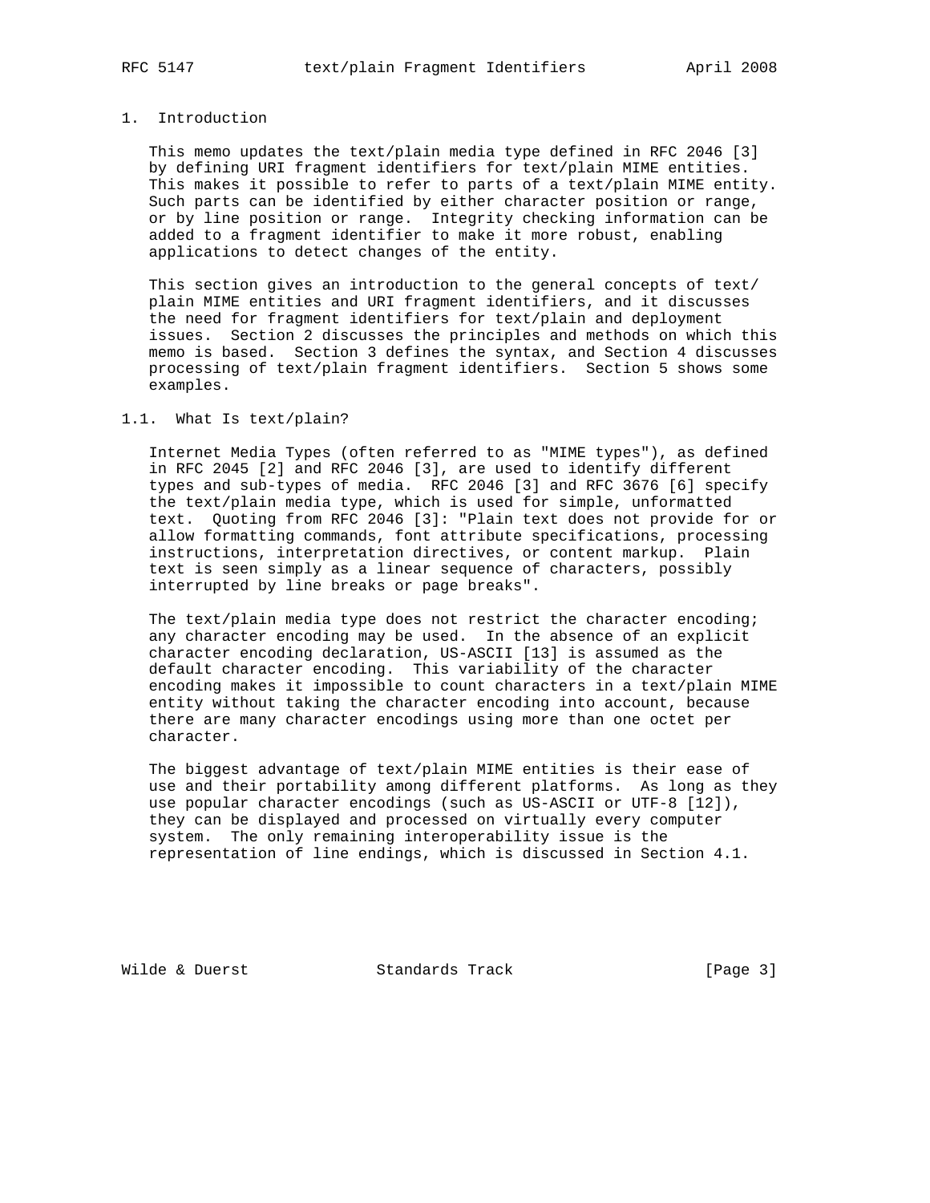## 1. Introduction

This memo updates the text/plain media type defined in RFC 2046 [3] by defining URI fragment identifiers for text/plain MIME entities. This makes it possible to refer to parts of a text/plain MIME entity. Such parts can be identified by either character position or range, or by line position or range. Integrity checking information can be added to a fragment identifier to make it more robust, enabling applications to detect changes of the entity.

This section gives an introduction to the general concepts of text/plain MIME entities and URI fragment identifiers, and it discusses the need for fragment identifiers for text/plain and deployment issues. Section 2 discusses the principles and methods on which this memo is based. Section 3 defines the syntax, and Section 4 discusses processing of text/plain fragment identifiers. Section 5 shows some examples.

### 1.1. What Is text/plain?

Internet Media Types (often referred to as "MIME types"), as defined in RFC 2045 [2] and RFC 2046 [3], are used to identify different types and sub-types of media. RFC 2046 [3] and RFC 3676 [6] specify the text/plain media type, which is used for simple, unformatted text. Quoting from RFC 2046 [3]: "Plain text does not provide for or allow formatting commands, font attribute specifications, processing instructions, interpretation directives, or content markup. Plain text is seen simply as a linear sequence of characters, possibly interrupted by line breaks or page breaks".

The text/plain media type does not restrict the character encoding; any character encoding may be used. In the absence of an explicit character encoding declaration, US-ASCII [13] is assumed as the default character encoding. This variability of the character encoding makes it impossible to count characters in a text/plain MIME entity without taking the character encoding into account, because there are many character encodings using more than one octet per character.

The biggest advantage of text/plain MIME entities is their ease of use and their portability among different platforms. As long as they use popular character encodings (such as US-ASCII or UTF-8 [12]), they can be displayed and processed on virtually every computer system. The only remaining interoperability issue is the representation of line endings, which is discussed in Section 4.1.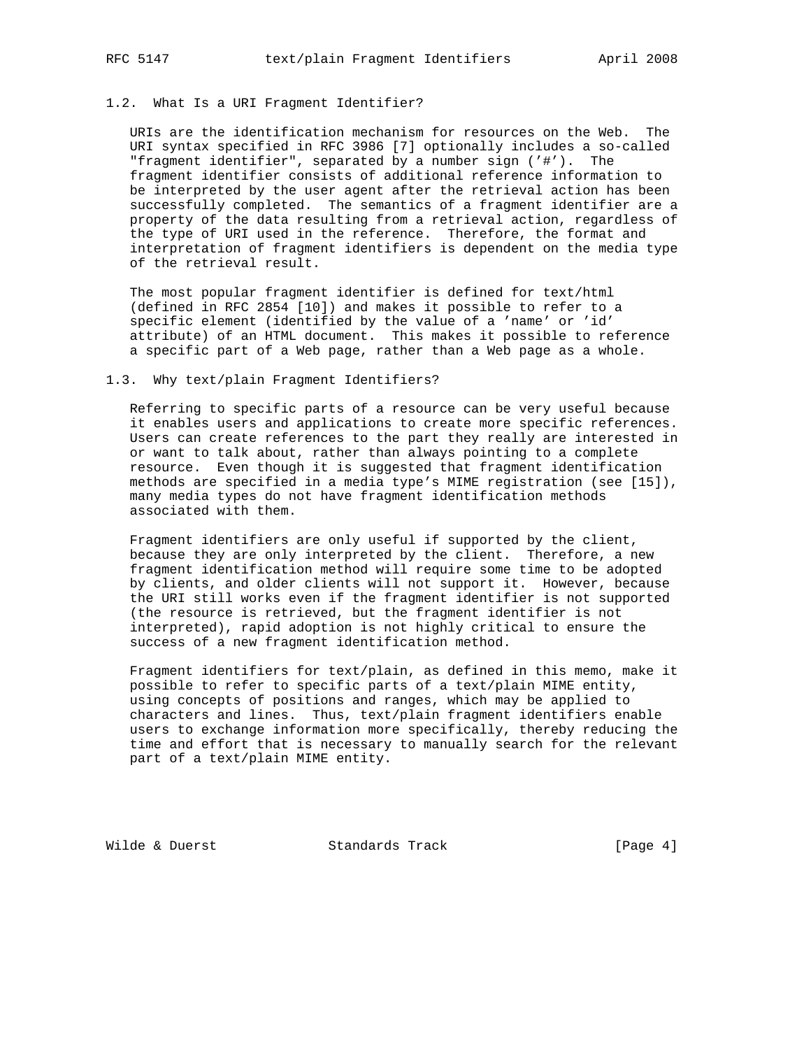## 1.2. What Is a URI Fragment Identifier?

URIs are the identification mechanism for resources on the Web. The URI syntax specified in RFC 3986 [7] optionally includes a so-called "fragment identifier", separated by a number sign ('#'). The fragment identifier consists of additional reference information to be interpreted by the user agent after the retrieval action has been successfully completed. The semantics of a fragment identifier are a property of the data resulting from a retrieval action, regardless of the type of URI used in the reference. Therefore, the format and interpretation of fragment identifiers is dependent on the media type of the retrieval result.

The most popular fragment identifier is defined for text/html (defined in RFC 2854 [10]) and makes it possible to refer to a specific element (identified by the value of a 'name' or 'id' attribute) of an HTML document. This makes it possible to reference a specific part of a Web page, rather than a Web page as a whole.

## 1.3. Why text/plain Fragment Identifiers?

Referring to specific parts of a resource can be very useful because it enables users and applications to create more specific references. Users can create references to the part they really are interested in or want to talk about, rather than always pointing to a complete resource. Even though it is suggested that fragment identification methods are specified in a media type's MIME registration (see [15]), many media types do not have fragment identification methods associated with them.

Fragment identifiers are only useful if supported by the client, because they are only interpreted by the client. Therefore, a new fragment identification method will require some time to be adopted by clients, and older clients will not support it. However, because the URI still works even if the fragment identifier is not supported (the resource is retrieved, but the fragment identifier is not interpreted), rapid adoption is not highly critical to ensure the success of a new fragment identification method.

Fragment identifiers for text/plain, as defined in this memo, make it possible to refer to specific parts of a text/plain MIME entity, using concepts of positions and ranges, which may be applied to characters and lines. Thus, text/plain fragment identifiers enable users to exchange information more specifically, thereby reducing the time and effort that is necessary to manually search for the relevant part of a text/plain MIME entity.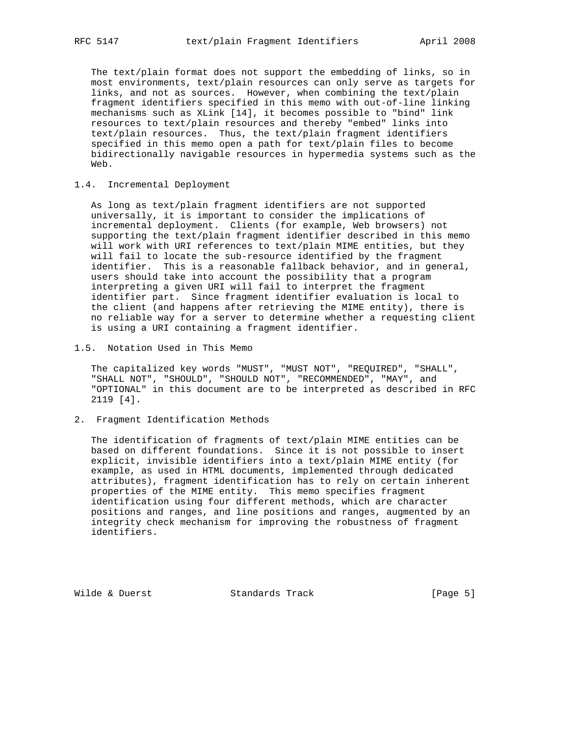The text/plain format does not support the embedding of links, so in most environments, text/plain resources can only serve as targets for links, and not as sources. However, when combining the text/plain fragment identifiers specified in this memo with out-of-line linking mechanisms such as XLink [14], it becomes possible to "bind" link resources to text/plain resources and thereby "embed" links into text/plain resources. Thus, the text/plain fragment identifiers specified in this memo open a path for text/plain files to become bidirectionally navigable resources in hypermedia systems such as the Web.

### 1.4. Incremental Deployment

As long as text/plain fragment identifiers are not supported universally, it is important to consider the implications of incremental deployment. Clients (for example, Web browsers) not supporting the text/plain fragment identifier described in this memo will work with URI references to text/plain MIME entities, but they will fail to locate the sub-resource identified by the fragment identifier. This is a reasonable fallback behavior, and in general, users should take into account the possibility that a program interpreting a given URI will fail to interpret the fragment identifier part. Since fragment identifier evaluation is local to the client (and happens after retrieving the MIME entity), there is no reliable way for a server to determine whether a requesting client is using a URI containing a fragment identifier.

### 1.5. Notation Used in This Memo

The capitalized key words "MUST", "MUST NOT", "REQUIRED", "SHALL", "SHALL NOT", "SHOULD", "SHOULD NOT", "RECOMMENDED", "MAY", and "OPTIONAL" in this document are to be interpreted as described in RFC 2119 [4].

## 2. Fragment Identification Methods

The identification of fragments of text/plain MIME entities can be based on different foundations. Since it is not possible to insert explicit, invisible identifiers into a text/plain MIME entity (for example, as used in HTML documents, implemented through dedicated attributes), fragment identification has to rely on certain inherent properties of the MIME entity. This memo specifies fragment identification using four different methods, which are character positions and ranges, and line positions and ranges, augmented by an integrity check mechanism for improving the robustness of fragment identifiers.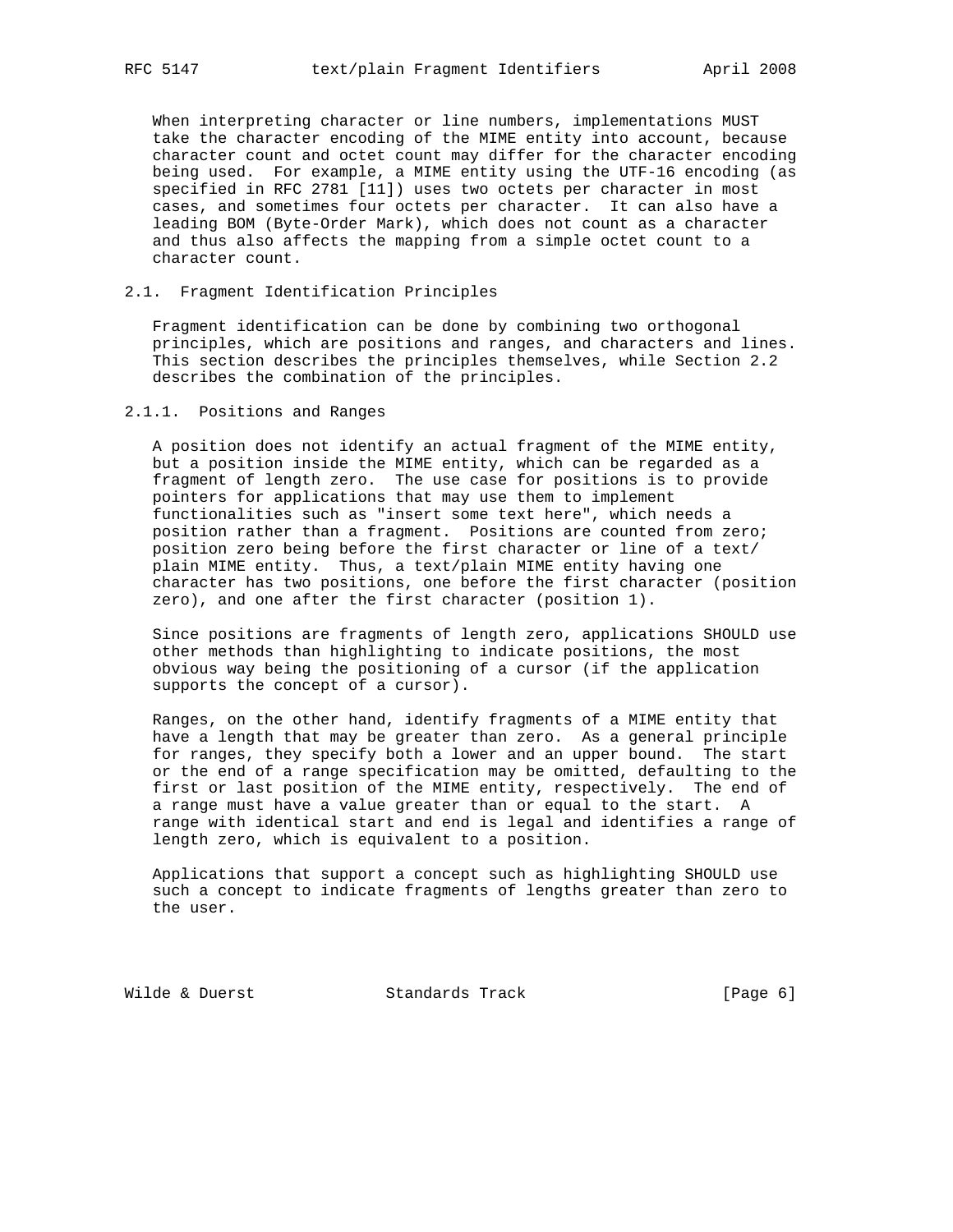When interpreting character or line numbers, implementations MUST take the character encoding of the MIME entity into account, because character count and octet count may differ for the character encoding being used. For example, a MIME entity using the UTF-16 encoding (as specified in RFC 2781 [11]) uses two octets per character in most cases, and sometimes four octets per character. It can also have a leading BOM (Byte-Order Mark), which does not count as a character and thus also affects the mapping from a simple octet count to a character count.

### 2.1. Fragment Identification Principles

Fragment identification can be done by combining two orthogonal principles, which are positions and ranges, and characters and lines. This section describes the principles themselves, while Section 2.2 describes the combination of the principles.

#### 2.1.1. Positions and Ranges

A position does not identify an actual fragment of the MIME entity, but a position inside the MIME entity, which can be regarded as a fragment of length zero. The use case for positions is to provide pointers for applications that may use them to implement functionalities such as "insert some text here", which needs a position rather than a fragment. Positions are counted from zero; position zero being before the first character or line of a text/plain MIME entity. Thus, a text/plain MIME entity having one character has two positions, one before the first character (position zero), and one after the first character (position 1).

Since positions are fragments of length zero, applications SHOULD use other methods than highlighting to indicate positions, the most obvious way being the positioning of a cursor (if the application supports the concept of a cursor).

Ranges, on the other hand, identify fragments of a MIME entity that have a length that may be greater than zero. As a general principle for ranges, they specify both a lower and an upper bound. The start or the end of a range specification may be omitted, defaulting to the first or last position of the MIME entity, respectively. The end of a range must have a value greater than or equal to the start. A range with identical start and end is legal and identifies a range of length zero, which is equivalent to a position.

Applications that support a concept such as highlighting SHOULD use such a concept to indicate fragments of lengths greater than zero to the user.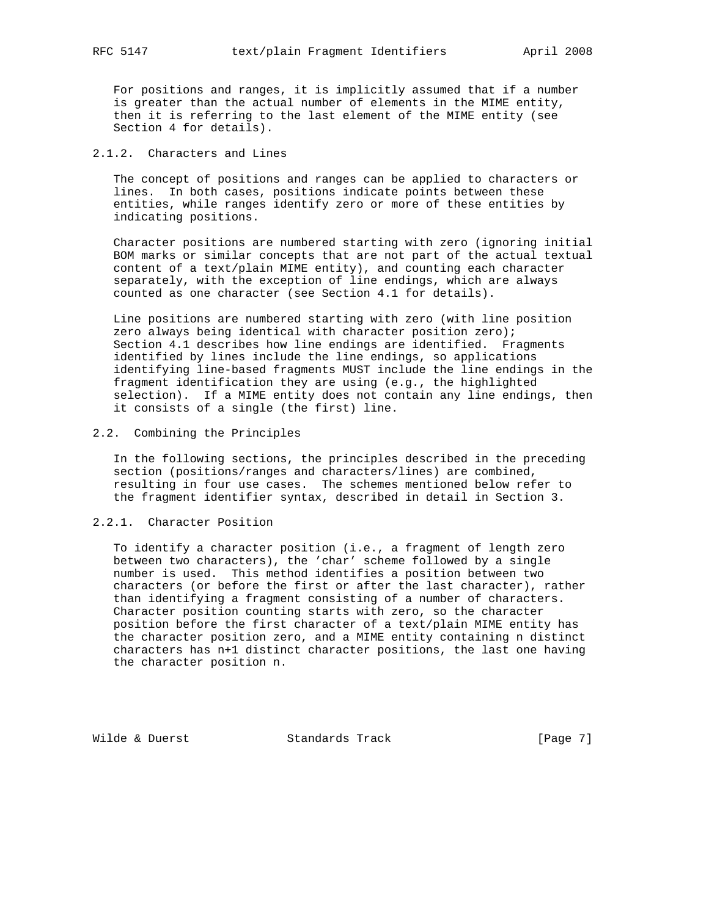For positions and ranges, it is implicitly assumed that if a number is greater than the actual number of elements in the MIME entity, then it is referring to the last element of the MIME entity (see Section 4 for details).

### 2.1.2. Characters and Lines

The concept of positions and ranges can be applied to characters or lines. In both cases, positions indicate points between these entities, while ranges identify zero or more of these entities by indicating positions.

Character positions are numbered starting with zero (ignoring initial BOM marks or similar concepts that are not part of the actual textual content of a text/plain MIME entity), and counting each character separately, with the exception of line endings, which are always counted as one character (see Section 4.1 for details).

Line positions are numbered starting with zero (with line position zero always being identical with character position zero); Section 4.1 describes how line endings are identified. Fragments identified by lines include the line endings, so applications identifying line-based fragments MUST include the line endings in the fragment identification they are using (e.g., the highlighted selection). If a MIME entity does not contain any line endings, then it consists of a single (the first) line.

## 2.2. Combining the Principles

In the following sections, the principles described in the preceding section (positions/ranges and characters/lines) are combined, resulting in four use cases. The schemes mentioned below refer to the fragment identifier syntax, described in detail in Section 3.

### 2.2.1. Character Position

To identify a character position (i.e., a fragment of length zero between two characters), the 'char' scheme followed by a single number is used. This method identifies a position between two characters (or before the first or after the last character), rather than identifying a fragment consisting of a number of characters. Character position counting starts with zero, so the character position before the first character of a text/plain MIME entity has the character position zero, and a MIME entity containing n distinct characters has n+1 distinct character positions, the last one having the character position n.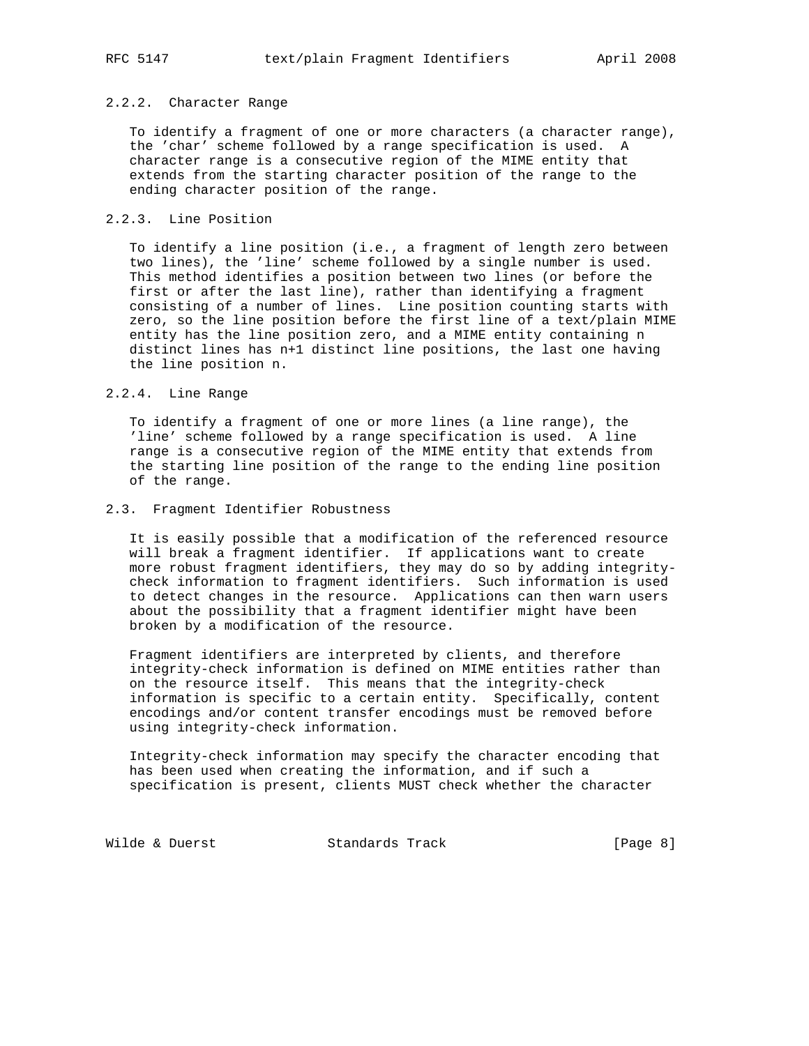### 2.2.2. Character Range

To identify a fragment of one or more characters (a character range), the 'char' scheme followed by a range specification is used. A character range is a consecutive region of the MIME entity that extends from the starting character position of the range to the ending character position of the range.

### 2.2.3. Line Position

To identify a line position (i.e., a fragment of length zero between two lines), the 'line' scheme followed by a single number is used. This method identifies a position between two lines (or before the first or after the last line), rather than identifying a fragment consisting of a number of lines. Line position counting starts with zero, so the line position before the first line of a text/plain MIME entity has the line position zero, and a MIME entity containing n distinct lines has n+1 distinct line positions, the last one having the line position n.

### 2.2.4. Line Range

To identify a fragment of one or more lines (a line range), the 'line' scheme followed by a range specification is used. A line range is a consecutive region of the MIME entity that extends from the starting line position of the range to the ending line position of the range.

## 2.3. Fragment Identifier Robustness

It is easily possible that a modification of the referenced resource will break a fragment identifier. If applications want to create more robust fragment identifiers, they may do so by adding integrity-check information to fragment identifiers. Such information is used to detect changes in the resource. Applications can then warn users about the possibility that a fragment identifier might have been broken by a modification of the resource.

Fragment identifiers are interpreted by clients, and therefore integrity-check information is defined on MIME entities rather than on the resource itself. This means that the integrity-check information is specific to a certain entity. Specifically, content encodings and/or content transfer encodings must be removed before using integrity-check information.

Integrity-check information may specify the character encoding that has been used when creating the information, and if such a specification is present, clients MUST check whether the character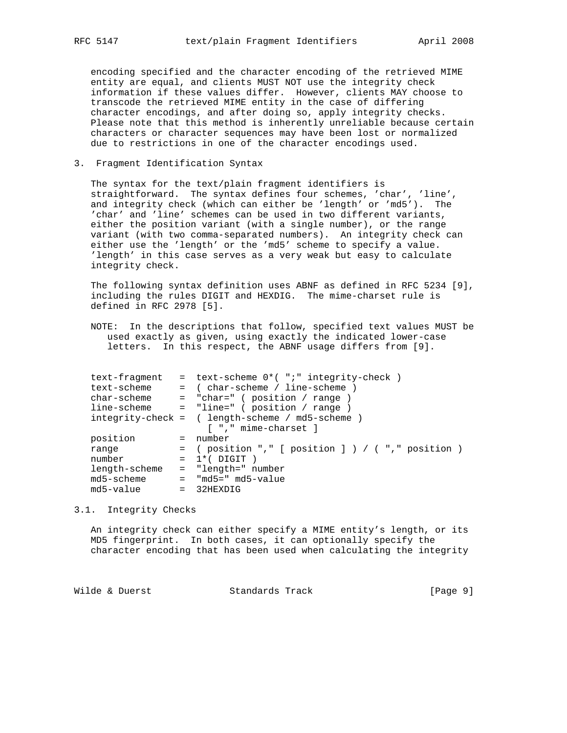encoding specified and the character encoding of the retrieved MIME entity are equal, and clients MUST NOT use the integrity check information if these values differ. However, clients MAY choose to transcode the retrieved MIME entity in the case of differing character encodings, and after doing so, apply integrity checks. Please note that this method is inherently unreliable because certain characters or character sequences may have been lost or normalized due to restrictions in one of the character encodings used.

## 3. Fragment Identification Syntax

The syntax for the text/plain fragment identifiers is straightforward. The syntax defines four schemes, 'char', 'line', and integrity check (which can either be 'length' or 'md5'). The 'char' and 'line' schemes can be used in two different variants, either the position variant (with a single number), or the range variant (with two comma-separated numbers). An integrity check can either use the 'length' or the 'md5' scheme to specify a value. 'length' in this case serves as a very weak but easy to calculate integrity check.

The following syntax definition uses ABNF as defined in RFC 5234 [9], including the rules DIGIT and HEXDIG. The mime-charset rule is defined in RFC 2978 [5].

NOTE: In the descriptions that follow, specified text values MUST be used exactly as given, using exactly the indicated lower-case letters. In this respect, the ABNF usage differs from [9].

```
text-fragment   =  text-scheme 0*( ";" integrity-check )
text-scheme     =  ( char-scheme / line-scheme )
char-scheme     =  "char=" ( position / range )
line-scheme     =  "line=" ( position / range )
integrity-check =  ( length-scheme / md5-scheme )
                     [ "," mime-charset ]
position        =  number
range           =  ( position "," [ position ] ) / ( "," position )
number          =  1*( DIGIT )
length-scheme   =  "length=" number
md5-scheme      =  "md5=" md5-value
md5-value       =  32HEXDIG
```

### 3.1. Integrity Checks

An integrity check can either specify a MIME entity's length, or its MD5 fingerprint. In both cases, it can optionally specify the character encoding that has been used when calculating the integrity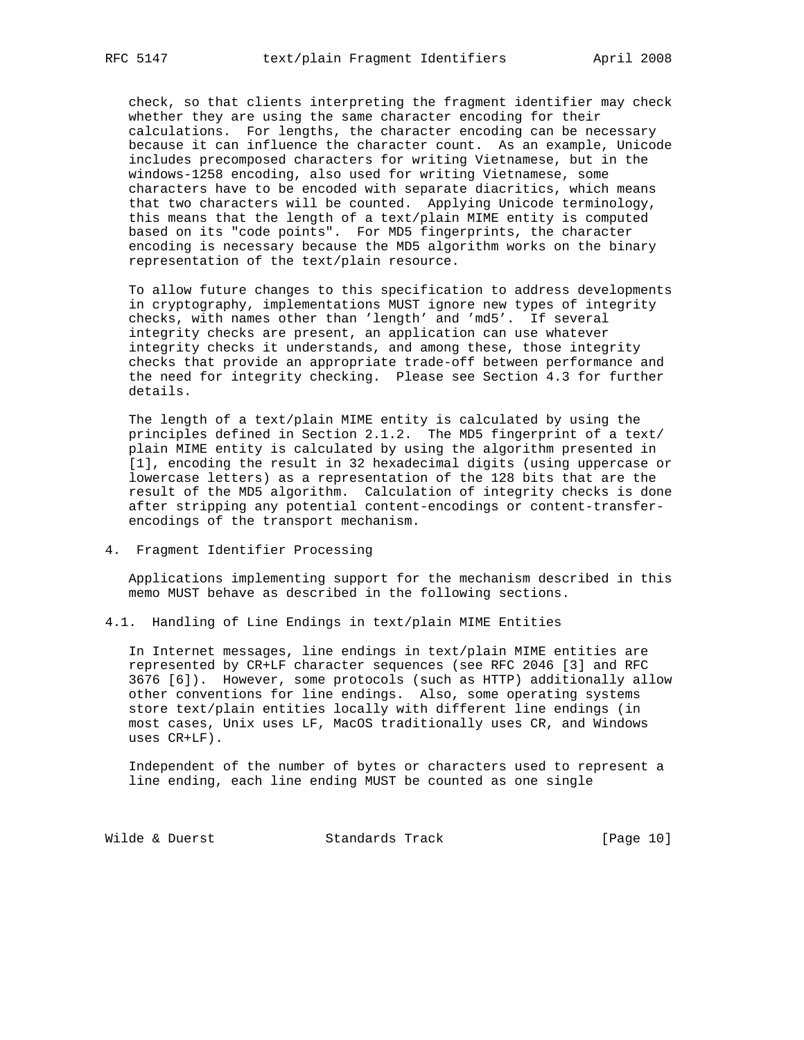check, so that clients interpreting the fragment identifier may check whether they are using the same character encoding for their calculations. For lengths, the character encoding can be necessary because it can influence the character count. As an example, Unicode includes precomposed characters for writing Vietnamese, but in the windows-1258 encoding, also used for writing Vietnamese, some characters have to be encoded with separate diacritics, which means that two characters will be counted. Applying Unicode terminology, this means that the length of a text/plain MIME entity is computed based on its "code points". For MD5 fingerprints, the character encoding is necessary because the MD5 algorithm works on the binary representation of the text/plain resource.

To allow future changes to this specification to address developments in cryptography, implementations MUST ignore new types of integrity checks, with names other than 'length' and 'md5'. If several integrity checks are present, an application can use whatever integrity checks it understands, and among these, those integrity checks that provide an appropriate trade-off between performance and the need for integrity checking. Please see Section 4.3 for further details.

The length of a text/plain MIME entity is calculated by using the principles defined in Section 2.1.2. The MD5 fingerprint of a text/plain MIME entity is calculated by using the algorithm presented in [1], encoding the result in 32 hexadecimal digits (using uppercase or lowercase letters) as a representation of the 128 bits that are the result of the MD5 algorithm. Calculation of integrity checks is done after stripping any potential content-encodings or content-transfer-encodings of the transport mechanism.

## 4. Fragment Identifier Processing

Applications implementing support for the mechanism described in this memo MUST behave as described in the following sections.

### 4.1. Handling of Line Endings in text/plain MIME Entities

In Internet messages, line endings in text/plain MIME entities are represented by CR+LF character sequences (see RFC 2046 [3] and RFC 3676 [6]). However, some protocols (such as HTTP) additionally allow other conventions for line endings. Also, some operating systems store text/plain entities locally with different line endings (in most cases, Unix uses LF, MacOS traditionally uses CR, and Windows uses CR+LF).

Independent of the number of bytes or characters used to represent a line ending, each line ending MUST be counted as one single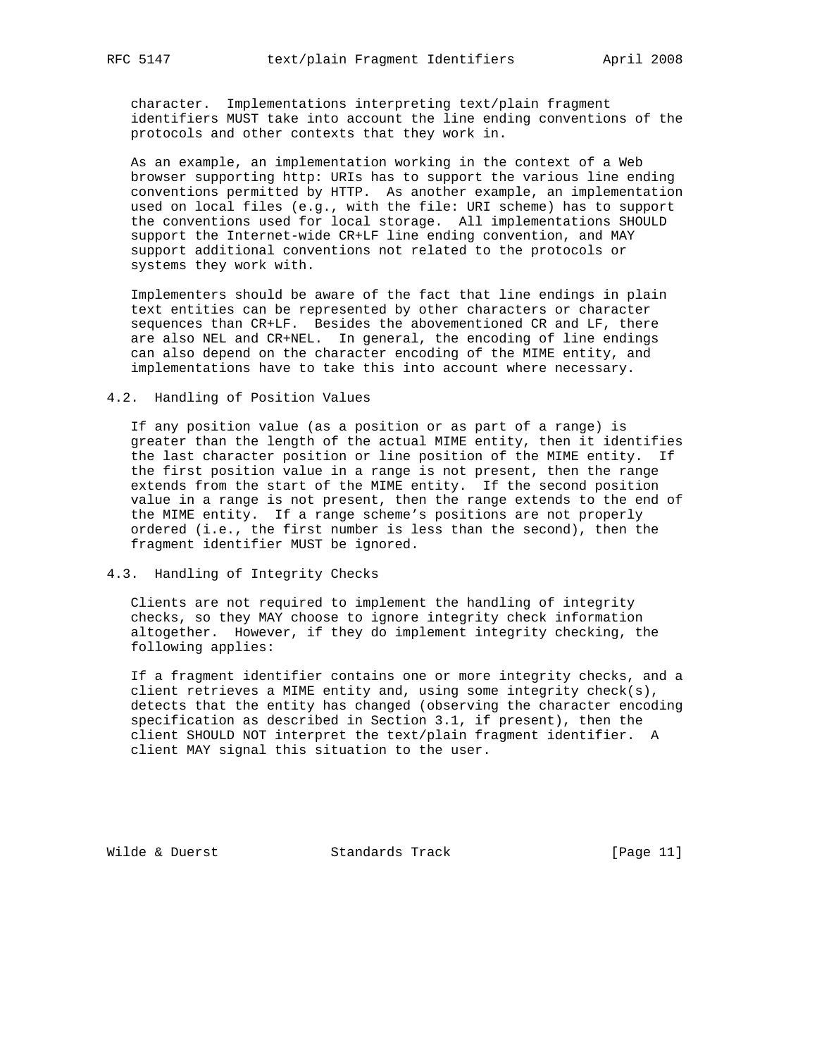character. Implementations interpreting text/plain fragment identifiers MUST take into account the line ending conventions of the protocols and other contexts that they work in.

As an example, an implementation working in the context of a Web browser supporting http: URIs has to support the various line ending conventions permitted by HTTP. As another example, an implementation used on local files (e.g., with the file: URI scheme) has to support the conventions used for local storage. All implementations SHOULD support the Internet-wide CR+LF line ending convention, and MAY support additional conventions not related to the protocols or systems they work with.

Implementers should be aware of the fact that line endings in plain text entities can be represented by other characters or character sequences than CR+LF. Besides the abovementioned CR and LF, there are also NEL and CR+NEL. In general, the encoding of line endings can also depend on the character encoding of the MIME entity, and implementations have to take this into account where necessary.

## 4.2. Handling of Position Values

If any position value (as a position or as part of a range) is greater than the length of the actual MIME entity, then it identifies the last character position or line position of the MIME entity. If the first position value in a range is not present, then the range extends from the start of the MIME entity. If the second position value in a range is not present, then the range extends to the end of the MIME entity. If a range scheme's positions are not properly ordered (i.e., the first number is less than the second), then the fragment identifier MUST be ignored.

## 4.3. Handling of Integrity Checks

Clients are not required to implement the handling of integrity checks, so they MAY choose to ignore integrity check information altogether. However, if they do implement integrity checking, the following applies:

If a fragment identifier contains one or more integrity checks, and a client retrieves a MIME entity and, using some integrity check(s), detects that the entity has changed (observing the character encoding specification as described in Section 3.1, if present), then the client SHOULD NOT interpret the text/plain fragment identifier. A client MAY signal this situation to the user.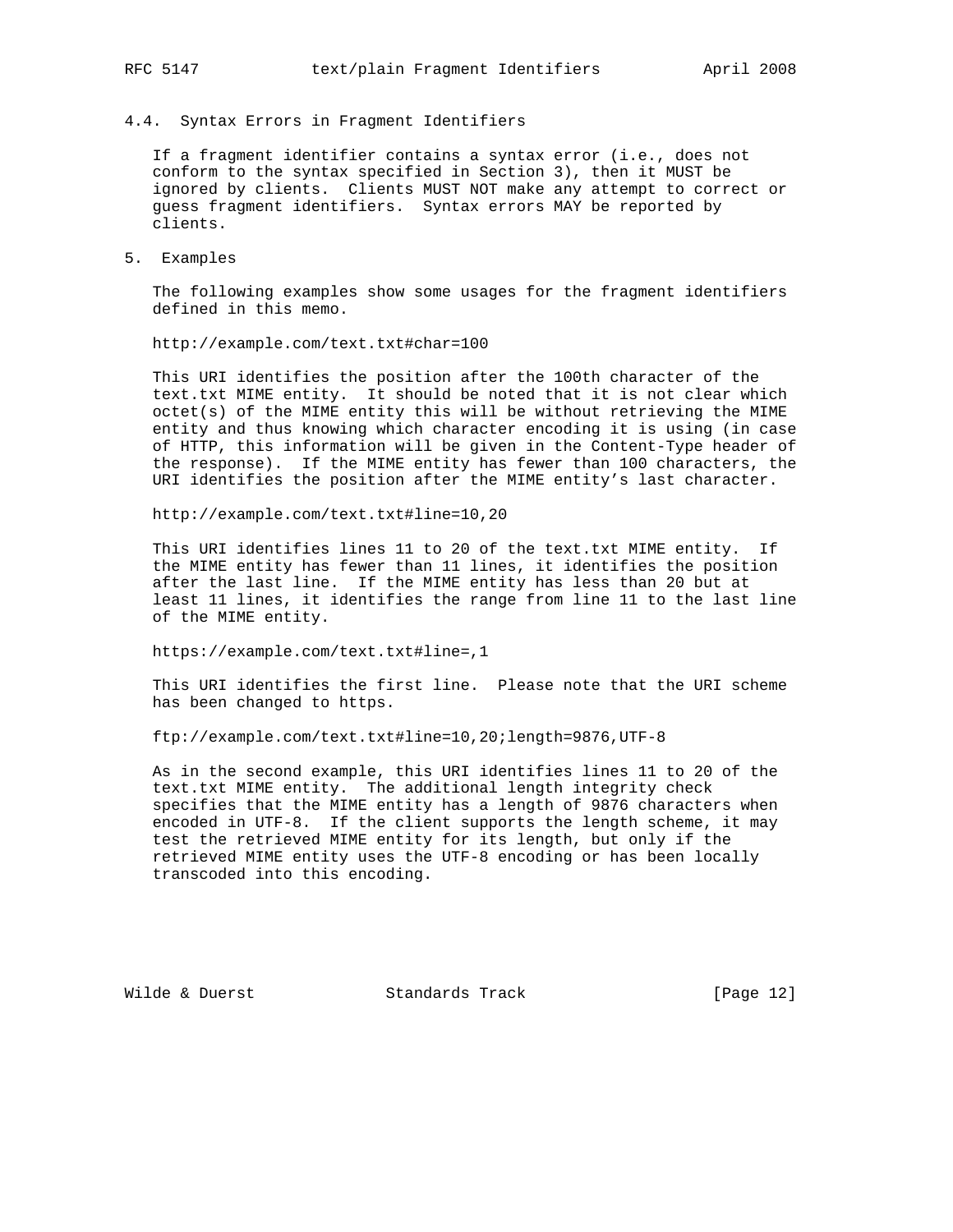### 4.4. Syntax Errors in Fragment Identifiers

If a fragment identifier contains a syntax error (i.e., does not conform to the syntax specified in Section 3), then it MUST be ignored by clients. Clients MUST NOT make any attempt to correct or guess fragment identifiers. Syntax errors MAY be reported by clients.

## 5. Examples

The following examples show some usages for the fragment identifiers defined in this memo.

```
http://example.com/text.txt#char=100
```

This URI identifies the position after the 100th character of the text.txt MIME entity. It should be noted that it is not clear which octet(s) of the MIME entity this will be without retrieving the MIME entity and thus knowing which character encoding it is using (in case of HTTP, this information will be given in the Content-Type header of the response). If the MIME entity has fewer than 100 characters, the URI identifies the position after the MIME entity's last character.

```
http://example.com/text.txt#line=10,20
```

This URI identifies lines 11 to 20 of the text.txt MIME entity. If the MIME entity has fewer than 11 lines, it identifies the position after the last line. If the MIME entity has less than 20 but at least 11 lines, it identifies the range from line 11 to the last line of the MIME entity.

```
https://example.com/text.txt#line=,1
```

This URI identifies the first line. Please note that the URI scheme has been changed to https.

```
ftp://example.com/text.txt#line=10,20;length=9876,UTF-8
```

As in the second example, this URI identifies lines 11 to 20 of the text.txt MIME entity. The additional length integrity check specifies that the MIME entity has a length of 9876 characters when encoded in UTF-8. If the client supports the length scheme, it may test the retrieved MIME entity for its length, but only if the retrieved MIME entity uses the UTF-8 encoding or has been locally transcoded into this encoding.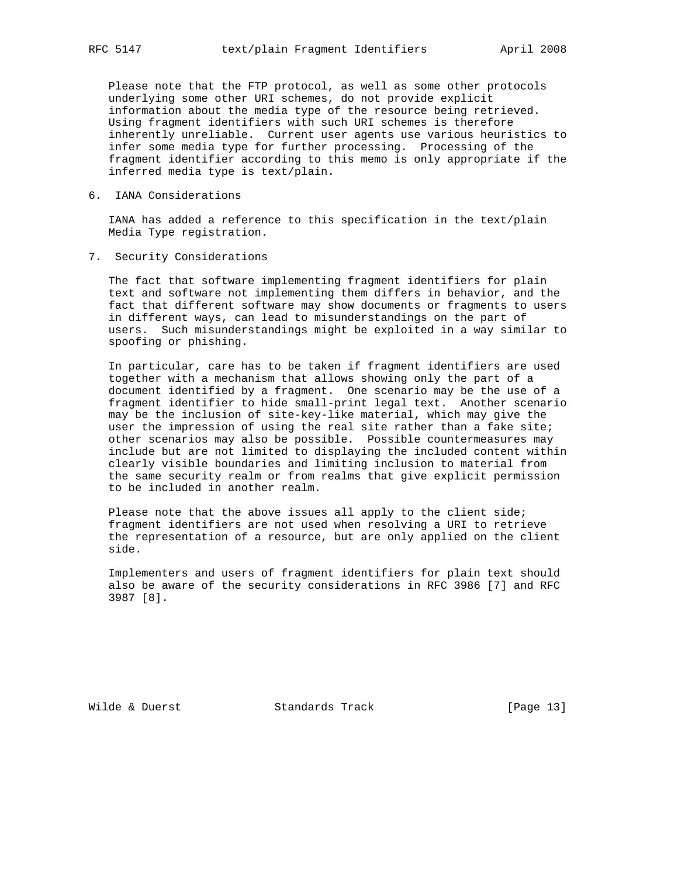Please note that the FTP protocol, as well as some other protocols underlying some other URI schemes, do not provide explicit information about the media type of the resource being retrieved. Using fragment identifiers with such URI schemes is therefore inherently unreliable. Current user agents use various heuristics to infer some media type for further processing. Processing of the fragment identifier according to this memo is only appropriate if the inferred media type is text/plain.

## 6. IANA Considerations

IANA has added a reference to this specification in the text/plain Media Type registration.

## 7. Security Considerations

The fact that software implementing fragment identifiers for plain text and software not implementing them differs in behavior, and the fact that different software may show documents or fragments to users in different ways, can lead to misunderstandings on the part of users. Such misunderstandings might be exploited in a way similar to spoofing or phishing.

In particular, care has to be taken if fragment identifiers are used together with a mechanism that allows showing only the part of a document identified by a fragment. One scenario may be the use of a fragment identifier to hide small-print legal text. Another scenario may be the inclusion of site-key-like material, which may give the user the impression of using the real site rather than a fake site; other scenarios may also be possible. Possible countermeasures may include but are not limited to displaying the included content within clearly visible boundaries and limiting inclusion to material from the same security realm or from realms that give explicit permission to be included in another realm.

Please note that the above issues all apply to the client side; fragment identifiers are not used when resolving a URI to retrieve the representation of a resource, but are only applied on the client side.

Implementers and users of fragment identifiers for plain text should also be aware of the security considerations in RFC 3986 [7] and RFC 3987 [8].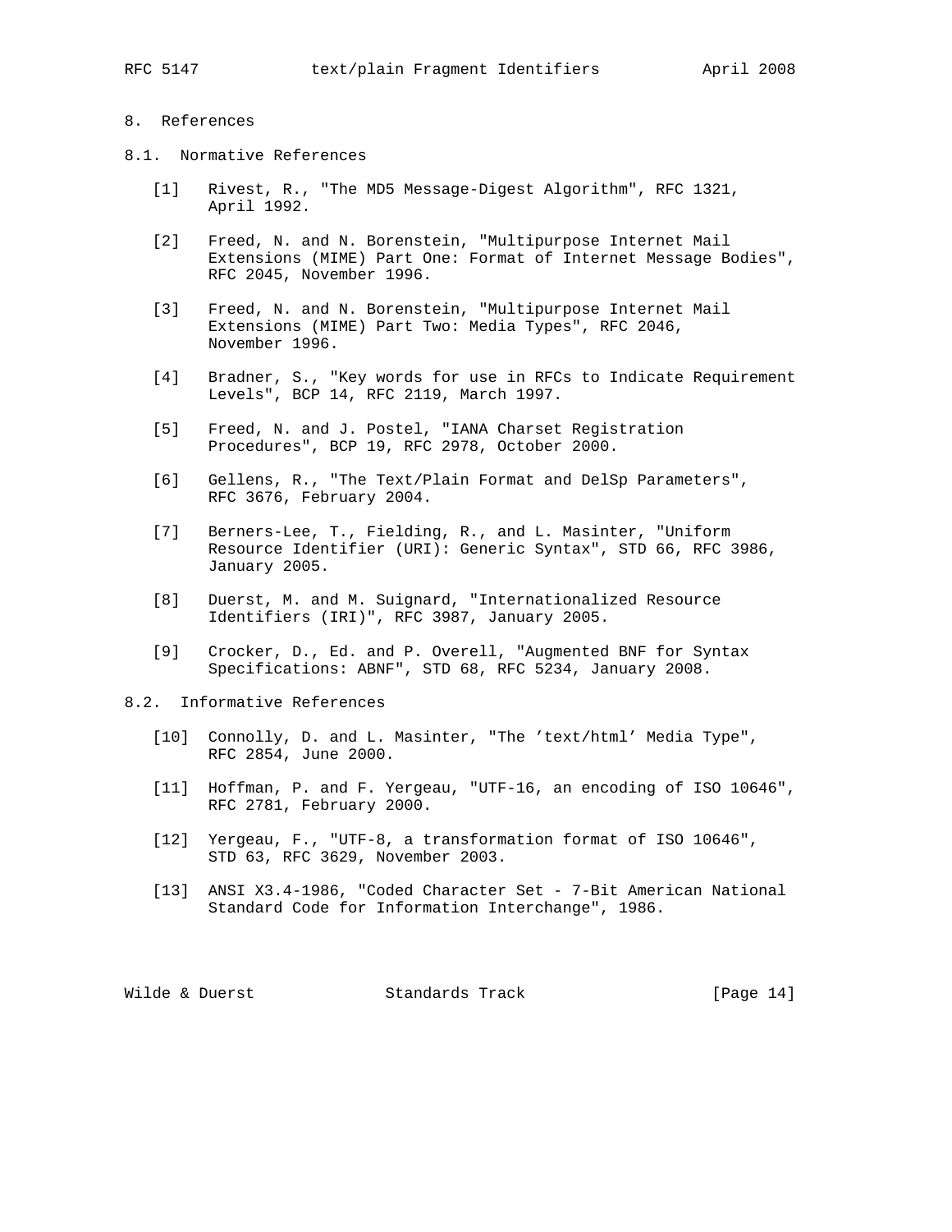## 8. References

### 8.1. Normative References

[1] Rivest, R., "The MD5 Message-Digest Algorithm", RFC 1321, April 1992.

[2] Freed, N. and N. Borenstein, "Multipurpose Internet Mail Extensions (MIME) Part One: Format of Internet Message Bodies", RFC 2045, November 1996.

[3] Freed, N. and N. Borenstein, "Multipurpose Internet Mail Extensions (MIME) Part Two: Media Types", RFC 2046, November 1996.

[4] Bradner, S., "Key words for use in RFCs to Indicate Requirement Levels", BCP 14, RFC 2119, March 1997.

[5] Freed, N. and J. Postel, "IANA Charset Registration Procedures", BCP 19, RFC 2978, October 2000.

[6] Gellens, R., "The Text/Plain Format and DelSp Parameters", RFC 3676, February 2004.

[7] Berners-Lee, T., Fielding, R., and L. Masinter, "Uniform Resource Identifier (URI): Generic Syntax", STD 66, RFC 3986, January 2005.

[8] Duerst, M. and M. Suignard, "Internationalized Resource Identifiers (IRI)", RFC 3987, January 2005.

[9] Crocker, D., Ed. and P. Overell, "Augmented BNF for Syntax Specifications: ABNF", STD 68, RFC 5234, January 2008.

### 8.2. Informative References

[10] Connolly, D. and L. Masinter, "The 'text/html' Media Type", RFC 2854, June 2000.

[11] Hoffman, P. and F. Yergeau, "UTF-16, an encoding of ISO 10646", RFC 2781, February 2000.

[12] Yergeau, F., "UTF-8, a transformation format of ISO 10646", STD 63, RFC 3629, November 2003.

[13] ANSI X3.4-1986, "Coded Character Set - 7-Bit American National Standard Code for Information Interchange", 1986.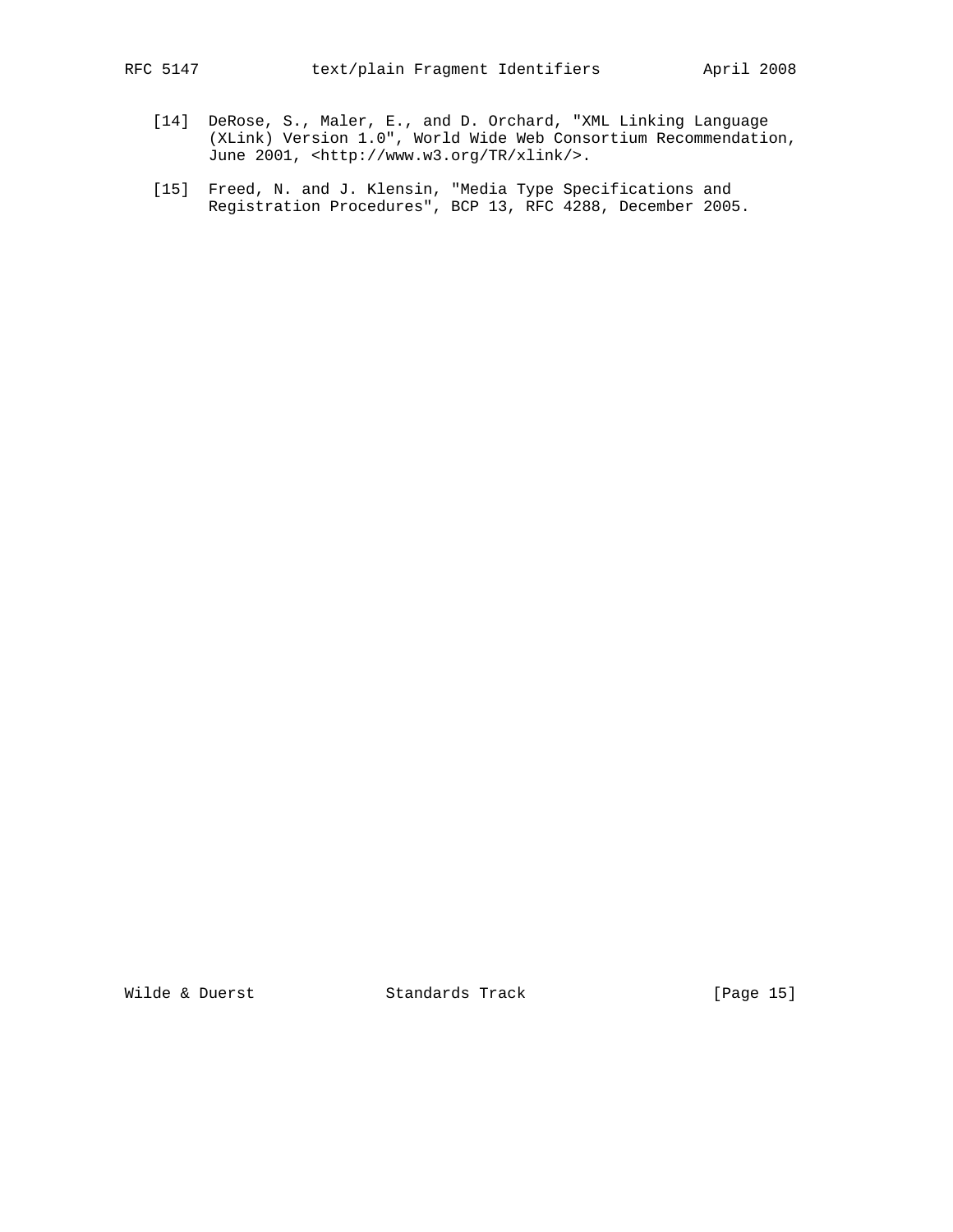[14] DeRose, S., Maler, E., and D. Orchard, "XML Linking Language (XLink) Version 1.0", World Wide Web Consortium Recommendation, June 2001, <http://www.w3.org/TR/xlink/>.

[15] Freed, N. and J. Klensin, "Media Type Specifications and Registration Procedures", BCP 13, RFC 4288, December 2005.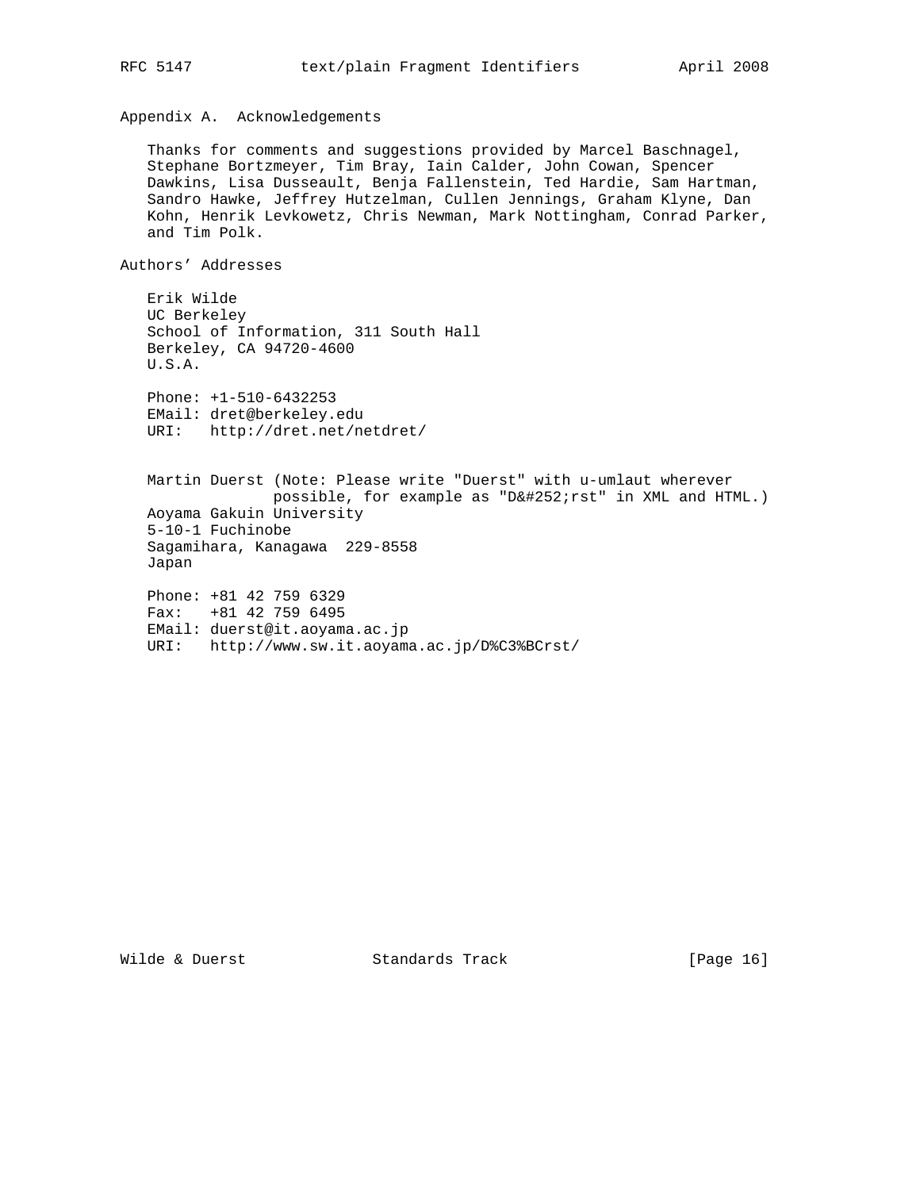## Appendix A.  Acknowledgements

Thanks for comments and suggestions provided by Marcel Baschnagel, Stephane Bortzmeyer, Tim Bray, Iain Calder, John Cowan, Spencer Dawkins, Lisa Dusseault, Benja Fallenstein, Ted Hardie, Sam Hartman, Sandro Hawke, Jeffrey Hutzelman, Cullen Jennings, Graham Klyne, Dan Kohn, Henrik Levkowetz, Chris Newman, Mark Nottingham, Conrad Parker, and Tim Polk.

## Authors' Addresses

Erik Wilde
UC Berkeley
School of Information, 311 South Hall
Berkeley, CA 94720-4600
U.S.A.

Phone: +1-510-6432253
EMail: dret@berkeley.edu
URI:   http://dret.net/netdret/

Martin Duerst (Note: Please write "Duerst" with u-umlaut wherever possible, for example as "D&#252;rst" in XML and HTML.)
Aoyama Gakuin University
5-10-1 Fuchinobe
Sagamihara, Kanagawa  229-8558
Japan

Phone: +81 42 759 6329
Fax:   +81 42 759 6495
EMail: duerst@it.aoyama.ac.jp
URI:   http://www.sw.it.aoyama.ac.jp/D%C3%BCrst/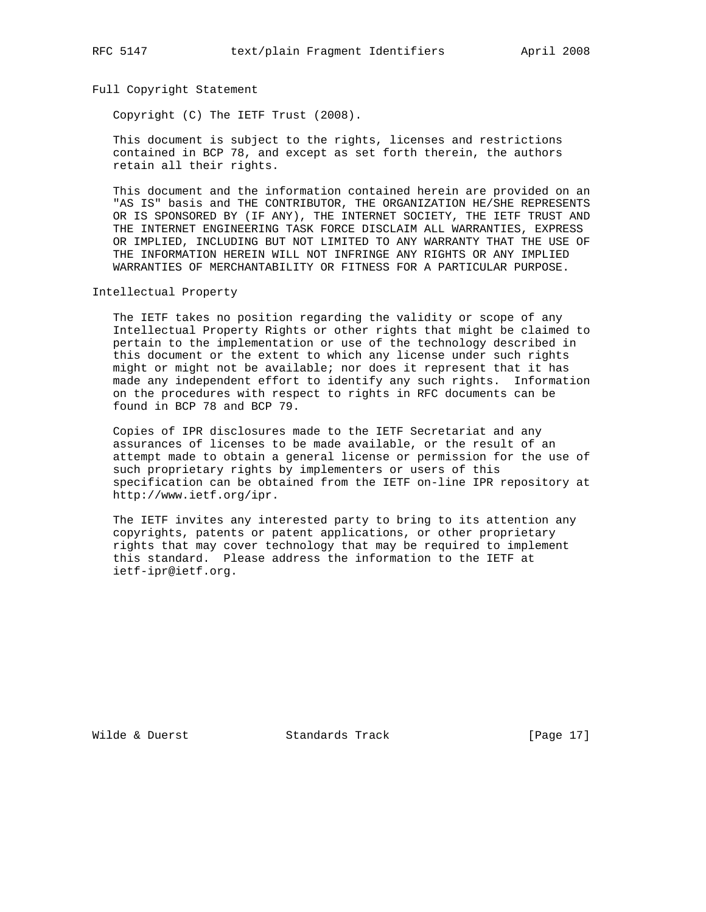## Full Copyright Statement

Copyright (C) The IETF Trust (2008).

This document is subject to the rights, licenses and restrictions contained in BCP 78, and except as set forth therein, the authors retain all their rights.

This document and the information contained herein are provided on an "AS IS" basis and THE CONTRIBUTOR, THE ORGANIZATION HE/SHE REPRESENTS OR IS SPONSORED BY (IF ANY), THE INTERNET SOCIETY, THE IETF TRUST AND THE INTERNET ENGINEERING TASK FORCE DISCLAIM ALL WARRANTIES, EXPRESS OR IMPLIED, INCLUDING BUT NOT LIMITED TO ANY WARRANTY THAT THE USE OF THE INFORMATION HEREIN WILL NOT INFRINGE ANY RIGHTS OR ANY IMPLIED WARRANTIES OF MERCHANTABILITY OR FITNESS FOR A PARTICULAR PURPOSE.

## Intellectual Property

The IETF takes no position regarding the validity or scope of any Intellectual Property Rights or other rights that might be claimed to pertain to the implementation or use of the technology described in this document or the extent to which any license under such rights might or might not be available; nor does it represent that it has made any independent effort to identify any such rights. Information on the procedures with respect to rights in RFC documents can be found in BCP 78 and BCP 79.

Copies of IPR disclosures made to the IETF Secretariat and any assurances of licenses to be made available, or the result of an attempt made to obtain a general license or permission for the use of such proprietary rights by implementers or users of this specification can be obtained from the IETF on-line IPR repository at http://www.ietf.org/ipr.

The IETF invites any interested party to bring to its attention any copyrights, patents or patent applications, or other proprietary rights that may cover technology that may be required to implement this standard. Please address the information to the IETF at ietf-ipr@ietf.org.